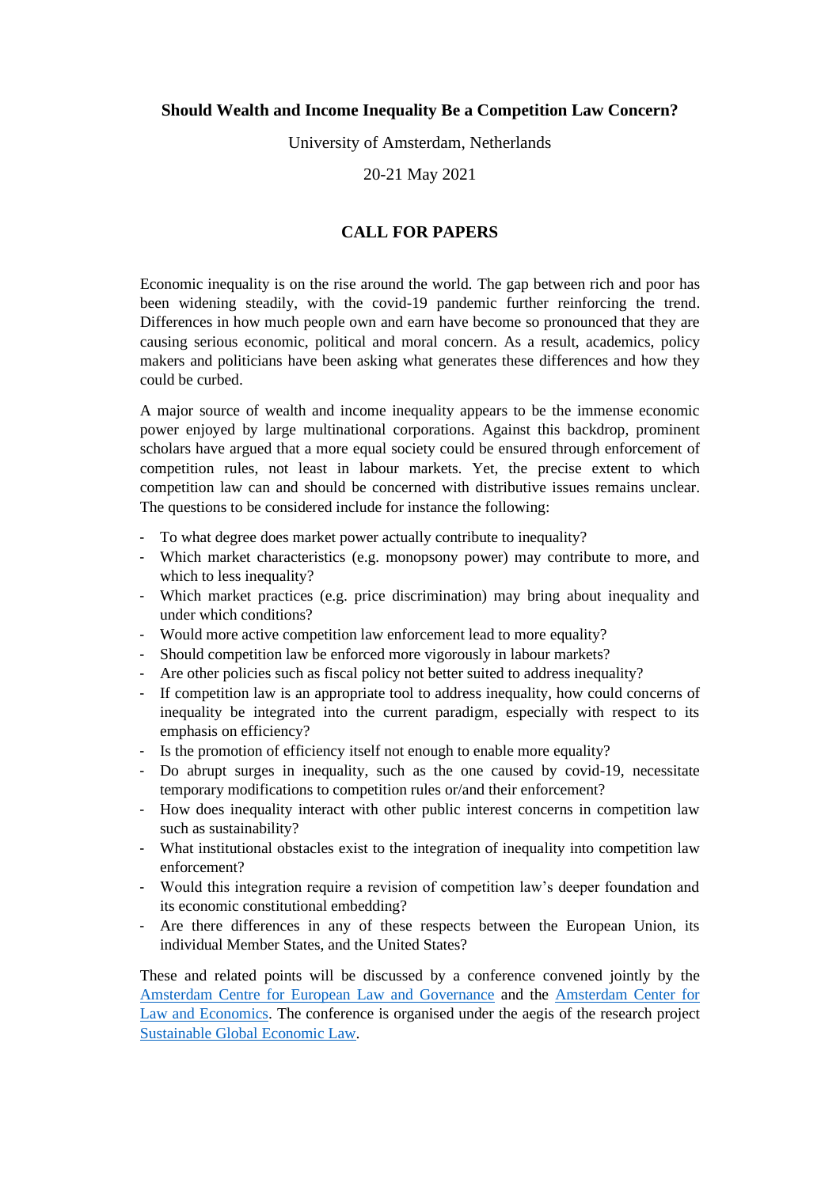**Should Wealth and Income Inequality Be a Competition Law Concern?**

University of Amsterdam, Netherlands

20-21 May 2021

## CALL FOR PAPERS

Economic inequality is on the rise around the world. The gap between rich and poor has been widening steadily, with the covid-19 pandemic further reinforcing the trend. Differences in how much people own and earn have become so pronounced that they are causing serious economic, political and moral concern. As a result, academics, policy makers and politicians have been asking what generates these differences and how they could be curbed.

A major source of wealth and income inequality appears to be the immense economic power enjoyed by large multinational corporations. Against this backdrop, prominent scholars have argued that a more equal society could be ensured through enforcement of competition rules, not least in labour markets. Yet, the precise extent to which competition law can and should be concerned with distributive issues remains unclear. The questions to be considered include for instance the following:

- To what degree does market power actually contribute to inequality?
- Which market characteristics (e.g. monopsony power) may contribute to more, and which to less inequality?
- Which market practices (e.g. price discrimination) may bring about inequality and under which conditions?
- Would more active competition law enforcement lead to more equality?
- Should competition law be enforced more vigorously in labour markets?
- Are other policies such as fiscal policy not better suited to address inequality?
- If competition law is an appropriate tool to address inequality, how could concerns of inequality be integrated into the current paradigm, especially with respect to its emphasis on efficiency?
- Is the promotion of efficiency itself not enough to enable more equality?
- Do abrupt surges in inequality, such as the one caused by covid-19, necessitate temporary modifications to competition rules or/and their enforcement?
- How does inequality interact with other public interest concerns in competition law such as sustainability?
- What institutional obstacles exist to the integration of inequality into competition law enforcement?
- Would this integration require a revision of competition law's deeper foundation and its economic constitutional embedding?
- Are there differences in any of these respects between the European Union, its individual Member States, and the United States?

These and related points will be discussed by a conference convened jointly by the Amsterdam Centre for European Law and Governance and the Amsterdam Center for Law and Economics. The conference is organised under the aegis of the research project Sustainable Global Economic Law.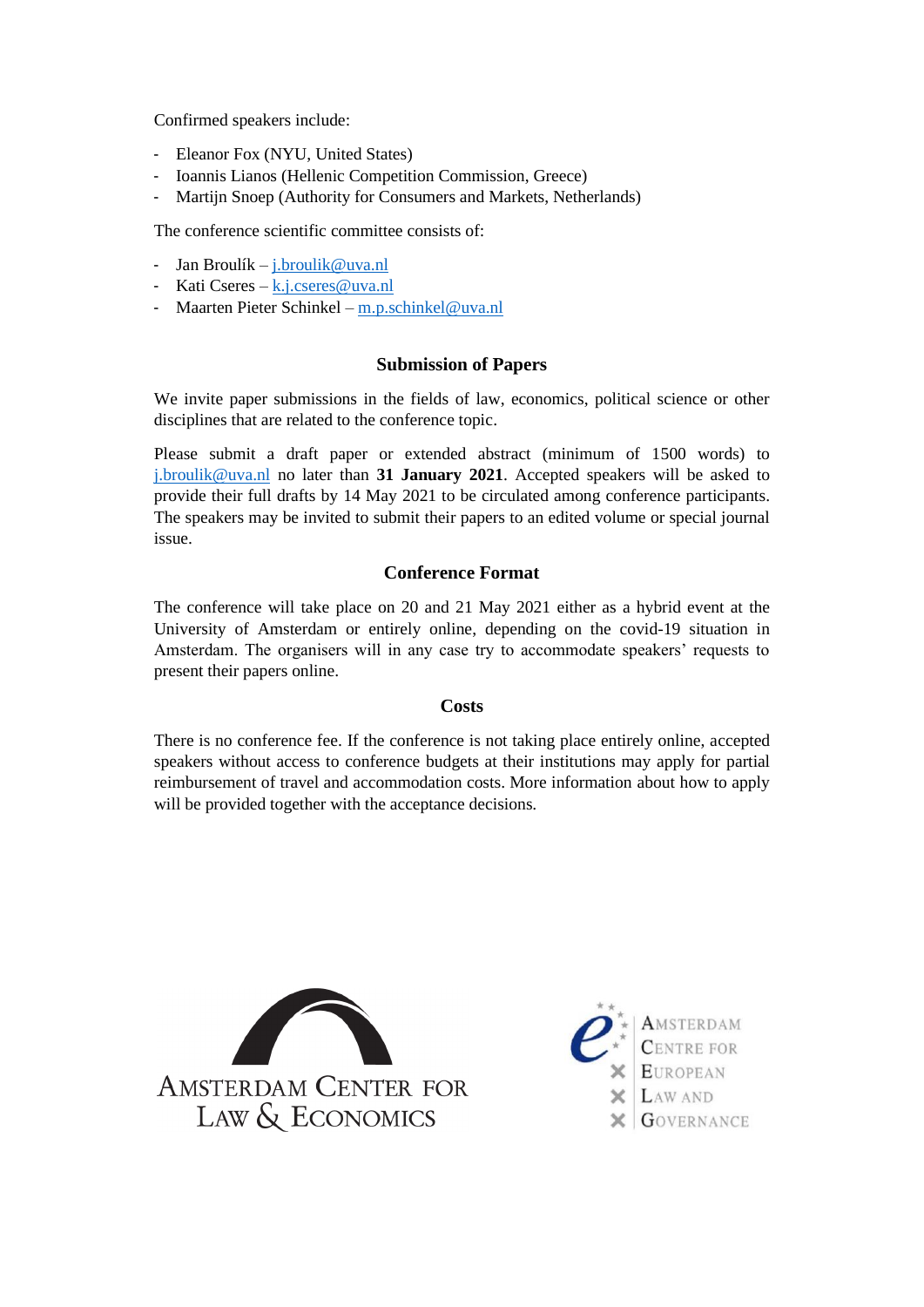Confirmed speakers include:

- Eleanor Fox (NYU, United States)
- Ioannis Lianos (Hellenic Competition Commission, Greece)
- Martijn Snoep (Authority for Consumers and Markets, Netherlands)

The conference scientific committee consists of:

- Jan Broulík – j.broulik@uva.nl
- Kati Cseres – k.j.cseres@uva.nl
- Maarten Pieter Schinkel – m.p.schinkel@uva.nl

## Submission of Papers

We invite paper submissions in the fields of law, economics, political science or other disciplines that are related to the conference topic.

Please submit a draft paper or extended abstract (minimum of 1500 words) to j.broulik@uva.nl no later than **31 January 2021**. Accepted speakers will be asked to provide their full drafts by 14 May 2021 to be circulated among conference participants. The speakers may be invited to submit their papers to an edited volume or special journal issue.

## Conference Format

The conference will take place on 20 and 21 May 2021 either as a hybrid event at the University of Amsterdam or entirely online, depending on the covid-19 situation in Amsterdam. The organisers will in any case try to accommodate speakers' requests to present their papers online.

## Costs

There is no conference fee. If the conference is not taking place entirely online, accepted speakers without access to conference budgets at their institutions may apply for partial reimbursement of travel and accommodation costs. More information about how to apply will be provided together with the acceptance decisions.

AMSTERDAM CENTER FOR LAW & ECONOMICS

AMSTERDAM CENTRE FOR EUROPEAN LAW AND GOVERNANCE